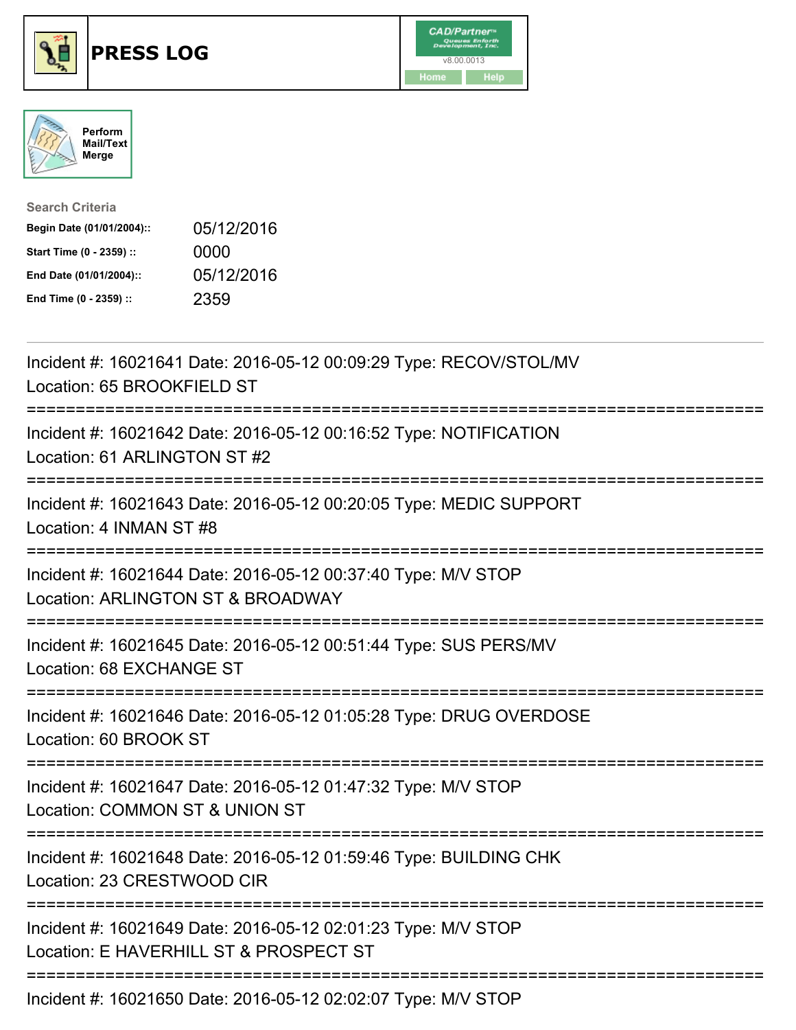# PRESS LOG

Perform Mail/Text Merge

**Search Criteria**

| | |
|---|---|
| **Begin Date (01/01/2004)::** | 05/12/2016 |
| **Start Time (0 - 2359) ::** | 0000 |
| **End Date (01/01/2004)::** | 05/12/2016 |
| **End Time (0 - 2359) ::** | 2359 |

---

Incident #: 16021641 Date: 2016-05-12 00:09:29 Type: RECOV/STOL/MV
Location: 65 BROOKFIELD ST

===========================================================================

Incident #: 16021642 Date: 2016-05-12 00:16:52 Type: NOTIFICATION
Location: 61 ARLINGTON ST #2

===========================================================================

Incident #: 16021643 Date: 2016-05-12 00:20:05 Type: MEDIC SUPPORT
Location: 4 INMAN ST #8

===========================================================================

Incident #: 16021644 Date: 2016-05-12 00:37:40 Type: M/V STOP
Location: ARLINGTON ST & BROADWAY

===========================================================================

Incident #: 16021645 Date: 2016-05-12 00:51:44 Type: SUS PERS/MV
Location: 68 EXCHANGE ST

===========================================================================

Incident #: 16021646 Date: 2016-05-12 01:05:28 Type: DRUG OVERDOSE
Location: 60 BROOK ST

===========================================================================

Incident #: 16021647 Date: 2016-05-12 01:47:32 Type: M/V STOP
Location: COMMON ST & UNION ST

===========================================================================

Incident #: 16021648 Date: 2016-05-12 01:59:46 Type: BUILDING CHK
Location: 23 CRESTWOOD CIR

===========================================================================

Incident #: 16021649 Date: 2016-05-12 02:01:23 Type: M/V STOP
Location: E HAVERHILL ST & PROSPECT ST

===========================================================================

Incident #: 16021650 Date: 2016-05-12 02:02:07 Type: M/V STOP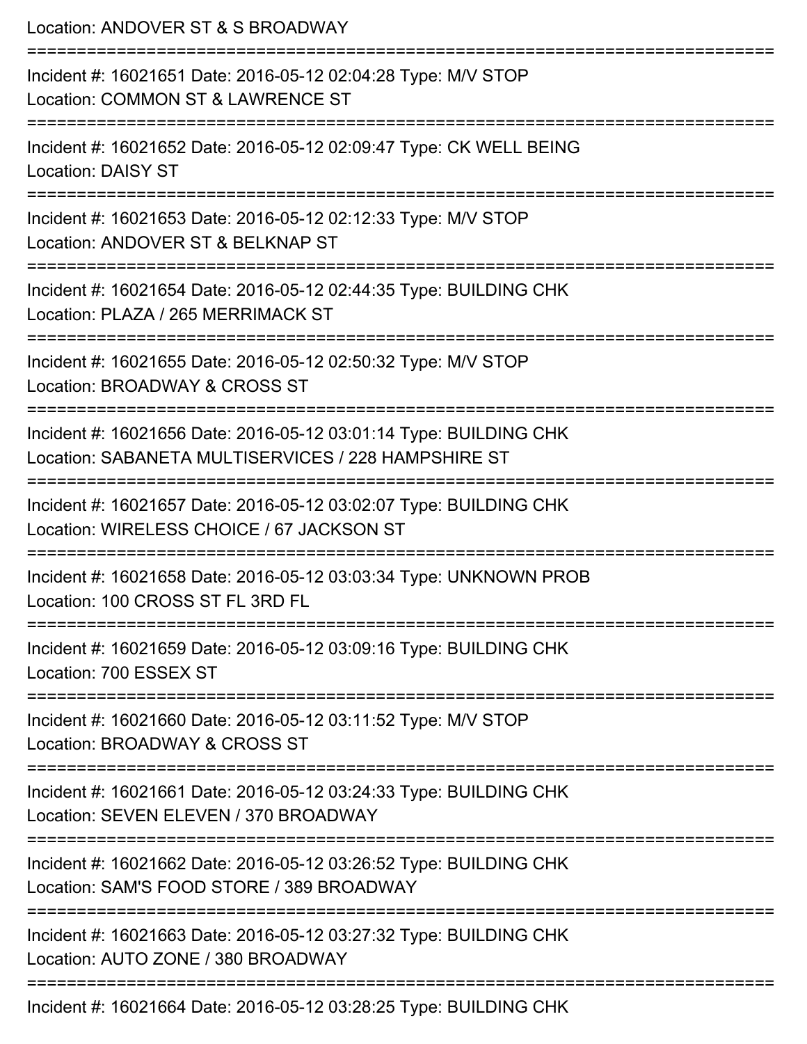Location: ANDOVER ST & S BROADWAY

===========================================================================

Incident #: 16021651 Date: 2016-05-12 02:04:28 Type: M/V STOP

Location: COMMON ST & LAWRENCE ST

===========================================================================

Incident #: 16021652 Date: 2016-05-12 02:09:47 Type: CK WELL BEING

Location: DAISY ST

===========================================================================

Incident #: 16021653 Date: 2016-05-12 02:12:33 Type: M/V STOP

Location: ANDOVER ST & BELKNAP ST

===========================================================================

Incident #: 16021654 Date: 2016-05-12 02:44:35 Type: BUILDING CHK

Location: PLAZA / 265 MERRIMACK ST

===========================================================================

Incident #: 16021655 Date: 2016-05-12 02:50:32 Type: M/V STOP

Location: BROADWAY & CROSS ST

===========================================================================

Incident #: 16021656 Date: 2016-05-12 03:01:14 Type: BUILDING CHK

Location: SABANETA MULTISERVICES / 228 HAMPSHIRE ST

===========================================================================

Incident #: 16021657 Date: 2016-05-12 03:02:07 Type: BUILDING CHK

Location: WIRELESS CHOICE / 67 JACKSON ST

===========================================================================

Incident #: 16021658 Date: 2016-05-12 03:03:34 Type: UNKNOWN PROB

Location: 100 CROSS ST FL 3RD FL

===========================================================================

Incident #: 16021659 Date: 2016-05-12 03:09:16 Type: BUILDING CHK

Location: 700 ESSEX ST

===========================================================================

Incident #: 16021660 Date: 2016-05-12 03:11:52 Type: M/V STOP

Location: BROADWAY & CROSS ST

===========================================================================

Incident #: 16021661 Date: 2016-05-12 03:24:33 Type: BUILDING CHK

Location: SEVEN ELEVEN / 370 BROADWAY

===========================================================================

Incident #: 16021662 Date: 2016-05-12 03:26:52 Type: BUILDING CHK

Location: SAM'S FOOD STORE / 389 BROADWAY

===========================================================================

Incident #: 16021663 Date: 2016-05-12 03:27:32 Type: BUILDING CHK

Location: AUTO ZONE / 380 BROADWAY

===========================================================================

Incident #: 16021664 Date: 2016-05-12 03:28:25 Type: BUILDING CHK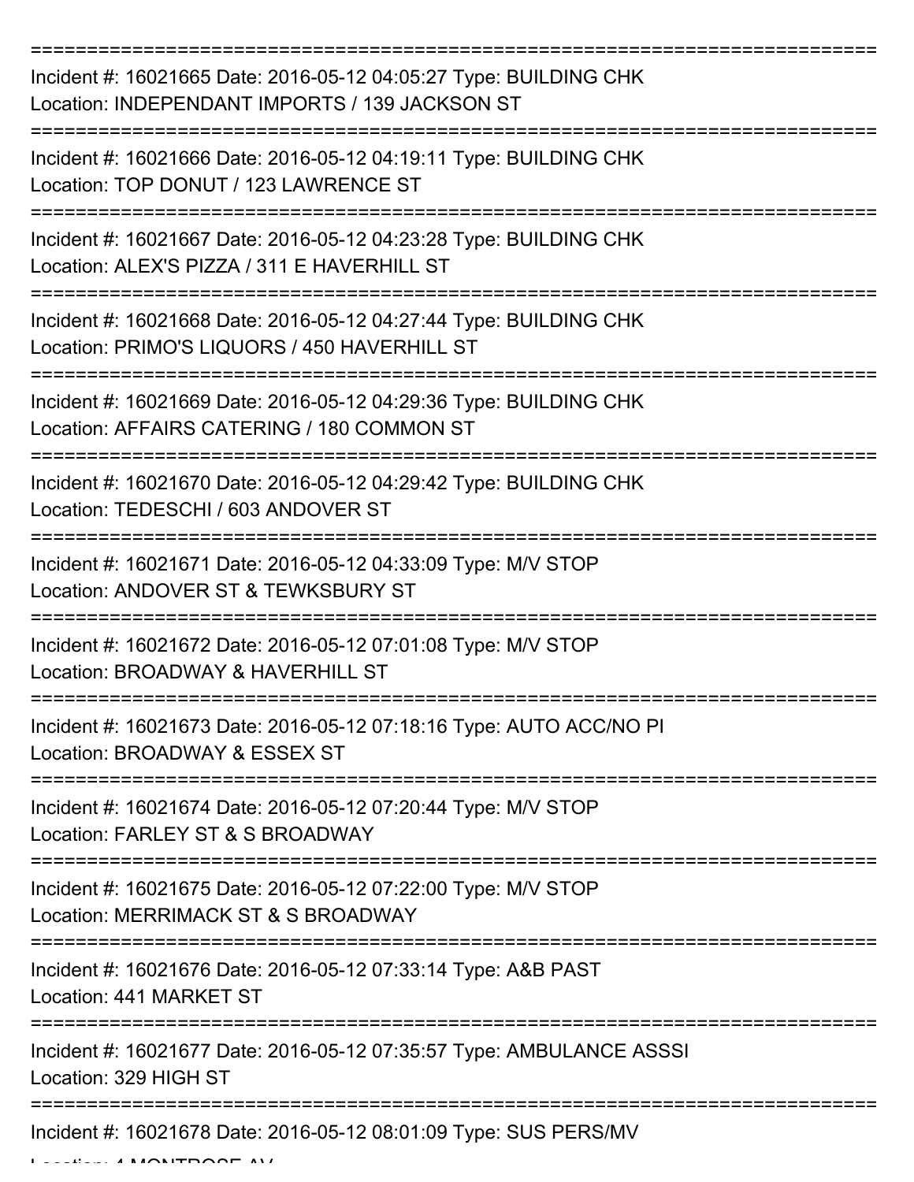===========================================================================

Incident #: 16021665 Date: 2016-05-12 04:05:27 Type: BUILDING CHK
Location: INDEPENDANT IMPORTS / 139 JACKSON ST

===========================================================================

Incident #: 16021666 Date: 2016-05-12 04:19:11 Type: BUILDING CHK
Location: TOP DONUT / 123 LAWRENCE ST

===========================================================================

Incident #: 16021667 Date: 2016-05-12 04:23:28 Type: BUILDING CHK
Location: ALEX'S PIZZA / 311 E HAVERHILL ST

===========================================================================

Incident #: 16021668 Date: 2016-05-12 04:27:44 Type: BUILDING CHK
Location: PRIMO'S LIQUORS / 450 HAVERHILL ST

===========================================================================

Incident #: 16021669 Date: 2016-05-12 04:29:36 Type: BUILDING CHK
Location: AFFAIRS CATERING / 180 COMMON ST

===========================================================================

Incident #: 16021670 Date: 2016-05-12 04:29:42 Type: BUILDING CHK
Location: TEDESCHI / 603 ANDOVER ST

===========================================================================

Incident #: 16021671 Date: 2016-05-12 04:33:09 Type: M/V STOP
Location: ANDOVER ST & TEWKSBURY ST

===========================================================================

Incident #: 16021672 Date: 2016-05-12 07:01:08 Type: M/V STOP
Location: BROADWAY & HAVERHILL ST

===========================================================================

Incident #: 16021673 Date: 2016-05-12 07:18:16 Type: AUTO ACC/NO PI
Location: BROADWAY & ESSEX ST

===========================================================================

Incident #: 16021674 Date: 2016-05-12 07:20:44 Type: M/V STOP
Location: FARLEY ST & S BROADWAY

===========================================================================

Incident #: 16021675 Date: 2016-05-12 07:22:00 Type: M/V STOP
Location: MERRIMACK ST & S BROADWAY

===========================================================================

Incident #: 16021676 Date: 2016-05-12 07:33:14 Type: A&B PAST
Location: 441 MARKET ST

===========================================================================

Incident #: 16021677 Date: 2016-05-12 07:35:57 Type: AMBULANCE ASSSI
Location: 329 HIGH ST

===========================================================================

Incident #: 16021678 Date: 2016-05-12 08:01:09 Type: SUS PERS/MV
Location: 4 MONTROSE AV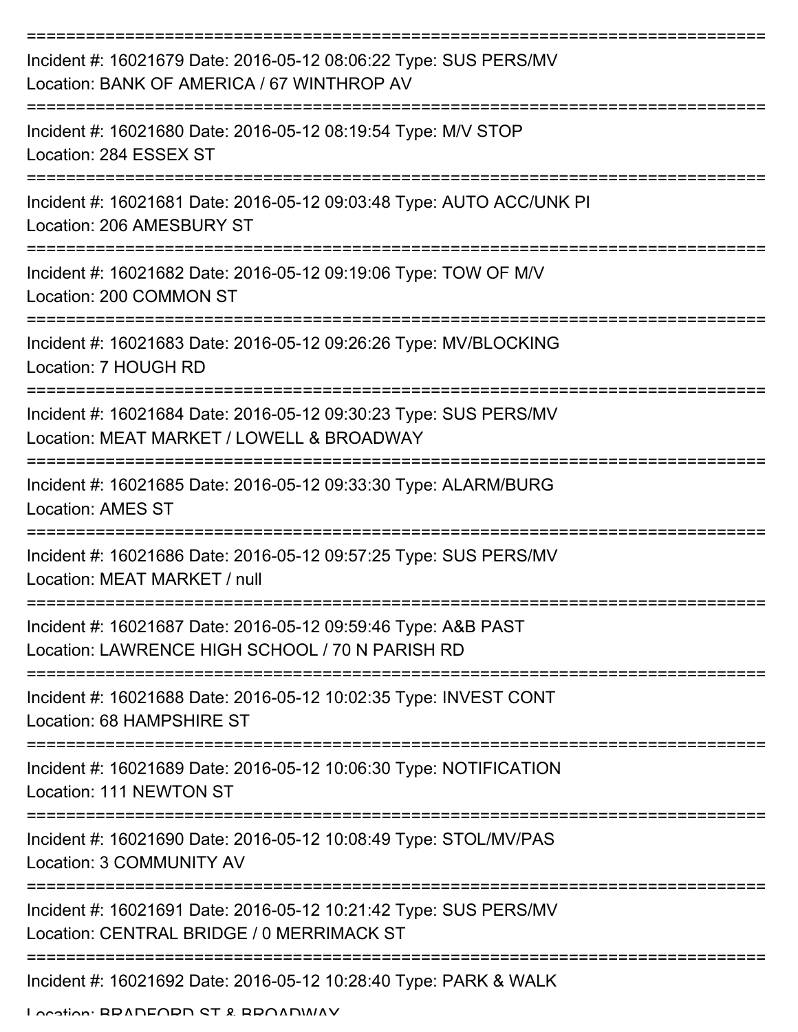===========================================================================

Incident #: 16021679 Date: 2016-05-12 08:06:22 Type: SUS PERS/MV
Location: BANK OF AMERICA / 67 WINTHROP AV

===========================================================================

Incident #: 16021680 Date: 2016-05-12 08:19:54 Type: M/V STOP
Location: 284 ESSEX ST

===========================================================================

Incident #: 16021681 Date: 2016-05-12 09:03:48 Type: AUTO ACC/UNK PI
Location: 206 AMESBURY ST

===========================================================================

Incident #: 16021682 Date: 2016-05-12 09:19:06 Type: TOW OF M/V
Location: 200 COMMON ST

===========================================================================

Incident #: 16021683 Date: 2016-05-12 09:26:26 Type: MV/BLOCKING
Location: 7 HOUGH RD

===========================================================================

Incident #: 16021684 Date: 2016-05-12 09:30:23 Type: SUS PERS/MV
Location: MEAT MARKET / LOWELL & BROADWAY

===========================================================================

Incident #: 16021685 Date: 2016-05-12 09:33:30 Type: ALARM/BURG
Location: AMES ST

===========================================================================

Incident #: 16021686 Date: 2016-05-12 09:57:25 Type: SUS PERS/MV
Location: MEAT MARKET / null

===========================================================================

Incident #: 16021687 Date: 2016-05-12 09:59:46 Type: A&B PAST
Location: LAWRENCE HIGH SCHOOL / 70 N PARISH RD

===========================================================================

Incident #: 16021688 Date: 2016-05-12 10:02:35 Type: INVEST CONT
Location: 68 HAMPSHIRE ST

===========================================================================

Incident #: 16021689 Date: 2016-05-12 10:06:30 Type: NOTIFICATION
Location: 111 NEWTON ST

===========================================================================

Incident #: 16021690 Date: 2016-05-12 10:08:49 Type: STOL/MV/PAS
Location: 3 COMMUNITY AV

===========================================================================

Incident #: 16021691 Date: 2016-05-12 10:21:42 Type: SUS PERS/MV
Location: CENTRAL BRIDGE / 0 MERRIMACK ST

===========================================================================

Incident #: 16021692 Date: 2016-05-12 10:28:40 Type: PARK & WALK
Location: BRADFORD ST & BROADWAY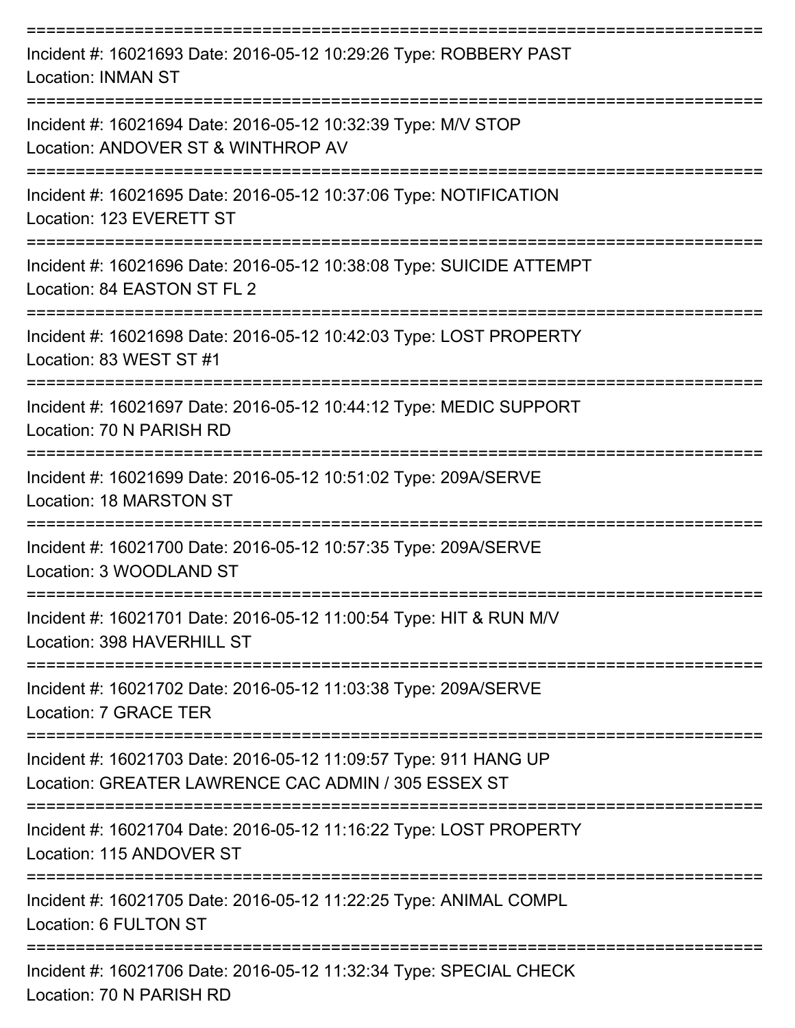===========================================================================

Incident #: 16021693 Date: 2016-05-12 10:29:26 Type: ROBBERY PAST
Location: INMAN ST

===========================================================================

Incident #: 16021694 Date: 2016-05-12 10:32:39 Type: M/V STOP
Location: ANDOVER ST & WINTHROP AV

===========================================================================

Incident #: 16021695 Date: 2016-05-12 10:37:06 Type: NOTIFICATION
Location: 123 EVERETT ST

===========================================================================

Incident #: 16021696 Date: 2016-05-12 10:38:08 Type: SUICIDE ATTEMPT
Location: 84 EASTON ST FL 2

===========================================================================

Incident #: 16021698 Date: 2016-05-12 10:42:03 Type: LOST PROPERTY
Location: 83 WEST ST #1

===========================================================================

Incident #: 16021697 Date: 2016-05-12 10:44:12 Type: MEDIC SUPPORT
Location: 70 N PARISH RD

===========================================================================

Incident #: 16021699 Date: 2016-05-12 10:51:02 Type: 209A/SERVE
Location: 18 MARSTON ST

===========================================================================

Incident #: 16021700 Date: 2016-05-12 10:57:35 Type: 209A/SERVE
Location: 3 WOODLAND ST

===========================================================================

Incident #: 16021701 Date: 2016-05-12 11:00:54 Type: HIT & RUN M/V
Location: 398 HAVERHILL ST

===========================================================================

Incident #: 16021702 Date: 2016-05-12 11:03:38 Type: 209A/SERVE
Location: 7 GRACE TER

===========================================================================

Incident #: 16021703 Date: 2016-05-12 11:09:57 Type: 911 HANG UP
Location: GREATER LAWRENCE CAC ADMIN / 305 ESSEX ST

===========================================================================

Incident #: 16021704 Date: 2016-05-12 11:16:22 Type: LOST PROPERTY
Location: 115 ANDOVER ST

===========================================================================

Incident #: 16021705 Date: 2016-05-12 11:22:25 Type: ANIMAL COMPL
Location: 6 FULTON ST

===========================================================================

Incident #: 16021706 Date: 2016-05-12 11:32:34 Type: SPECIAL CHECK
Location: 70 N PARISH RD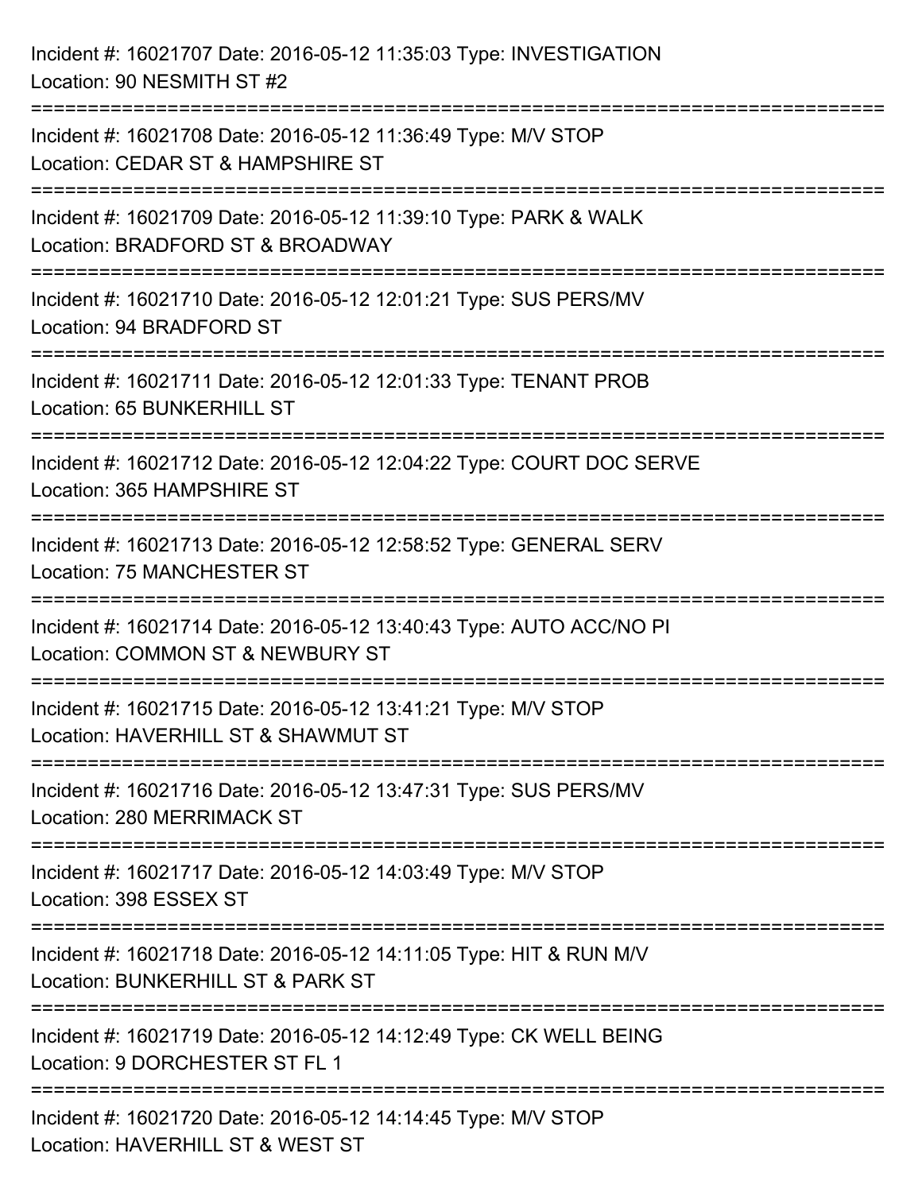Incident #: 16021707 Date: 2016-05-12 11:35:03 Type: INVESTIGATION
Location: 90 NESMITH ST #2

===========================================================================

Incident #: 16021708 Date: 2016-05-12 11:36:49 Type: M/V STOP
Location: CEDAR ST & HAMPSHIRE ST

===========================================================================

Incident #: 16021709 Date: 2016-05-12 11:39:10 Type: PARK & WALK
Location: BRADFORD ST & BROADWAY

===========================================================================

Incident #: 16021710 Date: 2016-05-12 12:01:21 Type: SUS PERS/MV
Location: 94 BRADFORD ST

===========================================================================

Incident #: 16021711 Date: 2016-05-12 12:01:33 Type: TENANT PROB
Location: 65 BUNKERHILL ST

===========================================================================

Incident #: 16021712 Date: 2016-05-12 12:04:22 Type: COURT DOC SERVE
Location: 365 HAMPSHIRE ST

===========================================================================

Incident #: 16021713 Date: 2016-05-12 12:58:52 Type: GENERAL SERV
Location: 75 MANCHESTER ST

===========================================================================

Incident #: 16021714 Date: 2016-05-12 13:40:43 Type: AUTO ACC/NO PI
Location: COMMON ST & NEWBURY ST

===========================================================================

Incident #: 16021715 Date: 2016-05-12 13:41:21 Type: M/V STOP
Location: HAVERHILL ST & SHAWMUT ST

===========================================================================

Incident #: 16021716 Date: 2016-05-12 13:47:31 Type: SUS PERS/MV
Location: 280 MERRIMACK ST

===========================================================================

Incident #: 16021717 Date: 2016-05-12 14:03:49 Type: M/V STOP
Location: 398 ESSEX ST

===========================================================================

Incident #: 16021718 Date: 2016-05-12 14:11:05 Type: HIT & RUN M/V
Location: BUNKERHILL ST & PARK ST

===========================================================================

Incident #: 16021719 Date: 2016-05-12 14:12:49 Type: CK WELL BEING
Location: 9 DORCHESTER ST FL 1

===========================================================================

Incident #: 16021720 Date: 2016-05-12 14:14:45 Type: M/V STOP
Location: HAVERHILL ST & WEST ST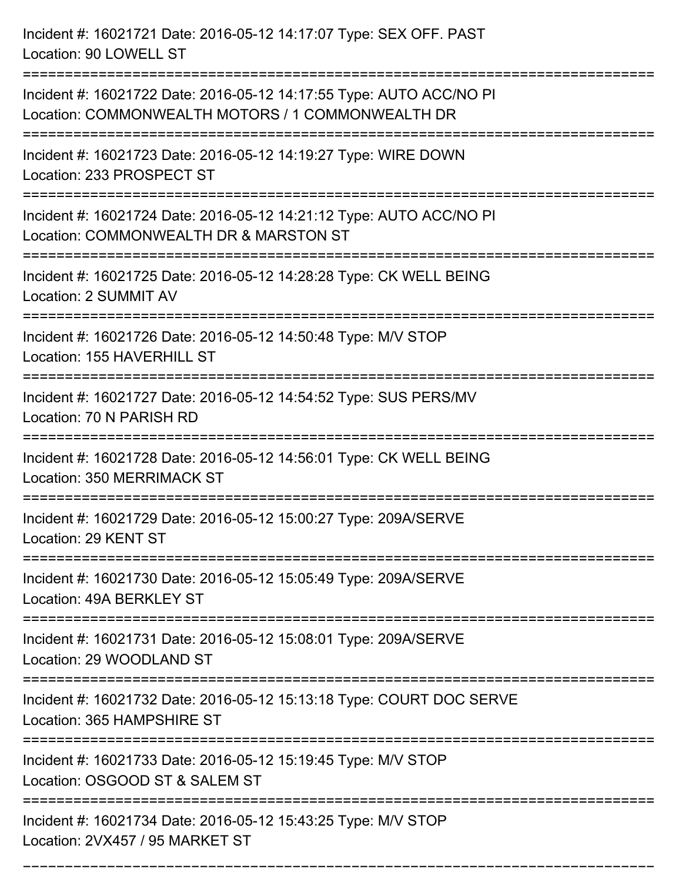Incident #: 16021721 Date: 2016-05-12 14:17:07 Type: SEX OFF. PAST
Location: 90 LOWELL ST

===========================================================================

Incident #: 16021722 Date: 2016-05-12 14:17:55 Type: AUTO ACC/NO PI
Location: COMMONWEALTH MOTORS / 1 COMMONWEALTH DR

===========================================================================

Incident #: 16021723 Date: 2016-05-12 14:19:27 Type: WIRE DOWN
Location: 233 PROSPECT ST

===========================================================================

Incident #: 16021724 Date: 2016-05-12 14:21:12 Type: AUTO ACC/NO PI
Location: COMMONWEALTH DR & MARSTON ST

===========================================================================

Incident #: 16021725 Date: 2016-05-12 14:28:28 Type: CK WELL BEING
Location: 2 SUMMIT AV

===========================================================================

Incident #: 16021726 Date: 2016-05-12 14:50:48 Type: M/V STOP
Location: 155 HAVERHILL ST

===========================================================================

Incident #: 16021727 Date: 2016-05-12 14:54:52 Type: SUS PERS/MV
Location: 70 N PARISH RD

===========================================================================

Incident #: 16021728 Date: 2016-05-12 14:56:01 Type: CK WELL BEING
Location: 350 MERRIMACK ST

===========================================================================

Incident #: 16021729 Date: 2016-05-12 15:00:27 Type: 209A/SERVE
Location: 29 KENT ST

===========================================================================

Incident #: 16021730 Date: 2016-05-12 15:05:49 Type: 209A/SERVE
Location: 49A BERKLEY ST

===========================================================================

Incident #: 16021731 Date: 2016-05-12 15:08:01 Type: 209A/SERVE
Location: 29 WOODLAND ST

===========================================================================

Incident #: 16021732 Date: 2016-05-12 15:13:18 Type: COURT DOC SERVE
Location: 365 HAMPSHIRE ST

===========================================================================

Incident #: 16021733 Date: 2016-05-12 15:19:45 Type: M/V STOP
Location: OSGOOD ST & SALEM ST

===========================================================================

Incident #: 16021734 Date: 2016-05-12 15:43:25 Type: M/V STOP
Location: 2VX457 / 95 MARKET ST

===========================================================================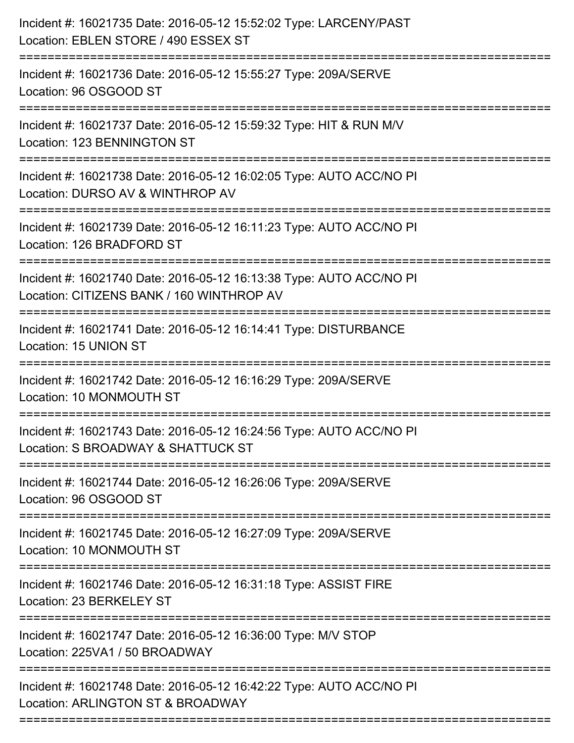Incident #: 16021735 Date: 2016-05-12 15:52:02 Type: LARCENY/PAST
Location: EBLEN STORE / 490 ESSEX ST

===========================================================================

Incident #: 16021736 Date: 2016-05-12 15:55:27 Type: 209A/SERVE
Location: 96 OSGOOD ST

===========================================================================

Incident #: 16021737 Date: 2016-05-12 15:59:32 Type: HIT & RUN M/V
Location: 123 BENNINGTON ST

===========================================================================

Incident #: 16021738 Date: 2016-05-12 16:02:05 Type: AUTO ACC/NO PI
Location: DURSO AV & WINTHROP AV

===========================================================================

Incident #: 16021739 Date: 2016-05-12 16:11:23 Type: AUTO ACC/NO PI
Location: 126 BRADFORD ST

===========================================================================

Incident #: 16021740 Date: 2016-05-12 16:13:38 Type: AUTO ACC/NO PI
Location: CITIZENS BANK / 160 WINTHROP AV

===========================================================================

Incident #: 16021741 Date: 2016-05-12 16:14:41 Type: DISTURBANCE
Location: 15 UNION ST

===========================================================================

Incident #: 16021742 Date: 2016-05-12 16:16:29 Type: 209A/SERVE
Location: 10 MONMOUTH ST

===========================================================================

Incident #: 16021743 Date: 2016-05-12 16:24:56 Type: AUTO ACC/NO PI
Location: S BROADWAY & SHATTUCK ST

===========================================================================

Incident #: 16021744 Date: 2016-05-12 16:26:06 Type: 209A/SERVE
Location: 96 OSGOOD ST

===========================================================================

Incident #: 16021745 Date: 2016-05-12 16:27:09 Type: 209A/SERVE
Location: 10 MONMOUTH ST

===========================================================================

Incident #: 16021746 Date: 2016-05-12 16:31:18 Type: ASSIST FIRE
Location: 23 BERKELEY ST

===========================================================================

Incident #: 16021747 Date: 2016-05-12 16:36:00 Type: M/V STOP
Location: 225VA1 / 50 BROADWAY

===========================================================================

Incident #: 16021748 Date: 2016-05-12 16:42:22 Type: AUTO ACC/NO PI
Location: ARLINGTON ST & BROADWAY

===========================================================================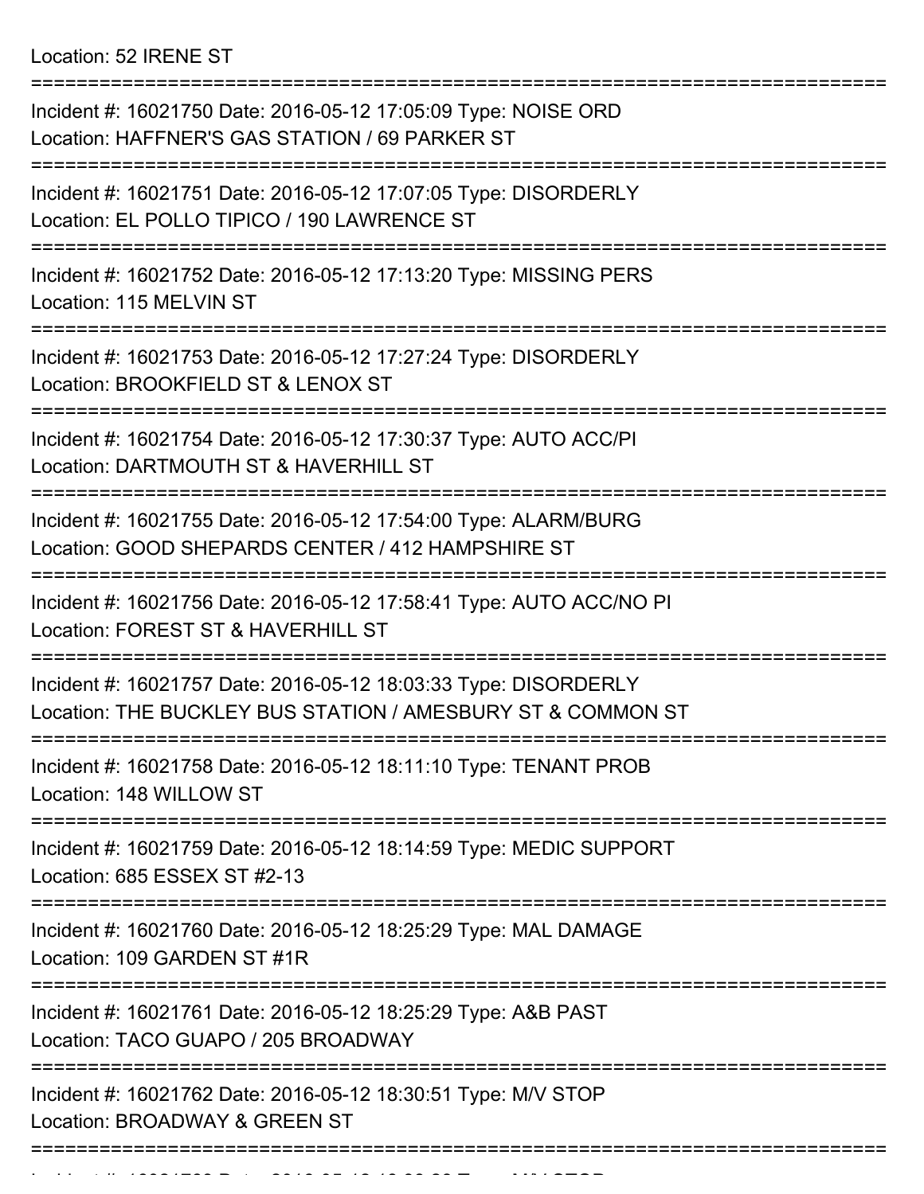Location: 52 IRENE ST

===========================================================================

Incident #: 16021750 Date: 2016-05-12 17:05:09 Type: NOISE ORD
Location: HAFFNER'S GAS STATION / 69 PARKER ST

===========================================================================

Incident #: 16021751 Date: 2016-05-12 17:07:05 Type: DISORDERLY
Location: EL POLLO TIPICO / 190 LAWRENCE ST

===========================================================================

Incident #: 16021752 Date: 2016-05-12 17:13:20 Type: MISSING PERS
Location: 115 MELVIN ST

===========================================================================

Incident #: 16021753 Date: 2016-05-12 17:27:24 Type: DISORDERLY
Location: BROOKFIELD ST & LENOX ST

===========================================================================

Incident #: 16021754 Date: 2016-05-12 17:30:37 Type: AUTO ACC/PI
Location: DARTMOUTH ST & HAVERHILL ST

===========================================================================

Incident #: 16021755 Date: 2016-05-12 17:54:00 Type: ALARM/BURG
Location: GOOD SHEPARDS CENTER / 412 HAMPSHIRE ST

===========================================================================

Incident #: 16021756 Date: 2016-05-12 17:58:41 Type: AUTO ACC/NO PI
Location: FOREST ST & HAVERHILL ST

===========================================================================

Incident #: 16021757 Date: 2016-05-12 18:03:33 Type: DISORDERLY
Location: THE BUCKLEY BUS STATION / AMESBURY ST & COMMON ST

===========================================================================

Incident #: 16021758 Date: 2016-05-12 18:11:10 Type: TENANT PROB
Location: 148 WILLOW ST

===========================================================================

Incident #: 16021759 Date: 2016-05-12 18:14:59 Type: MEDIC SUPPORT
Location: 685 ESSEX ST #2-13

===========================================================================

Incident #: 16021760 Date: 2016-05-12 18:25:29 Type: MAL DAMAGE
Location: 109 GARDEN ST #1R

===========================================================================

Incident #: 16021761 Date: 2016-05-12 18:25:29 Type: A&B PAST
Location: TACO GUAPO / 205 BROADWAY

===========================================================================

Incident #: 16021762 Date: 2016-05-12 18:30:51 Type: M/V STOP
Location: BROADWAY & GREEN ST

===========================================================================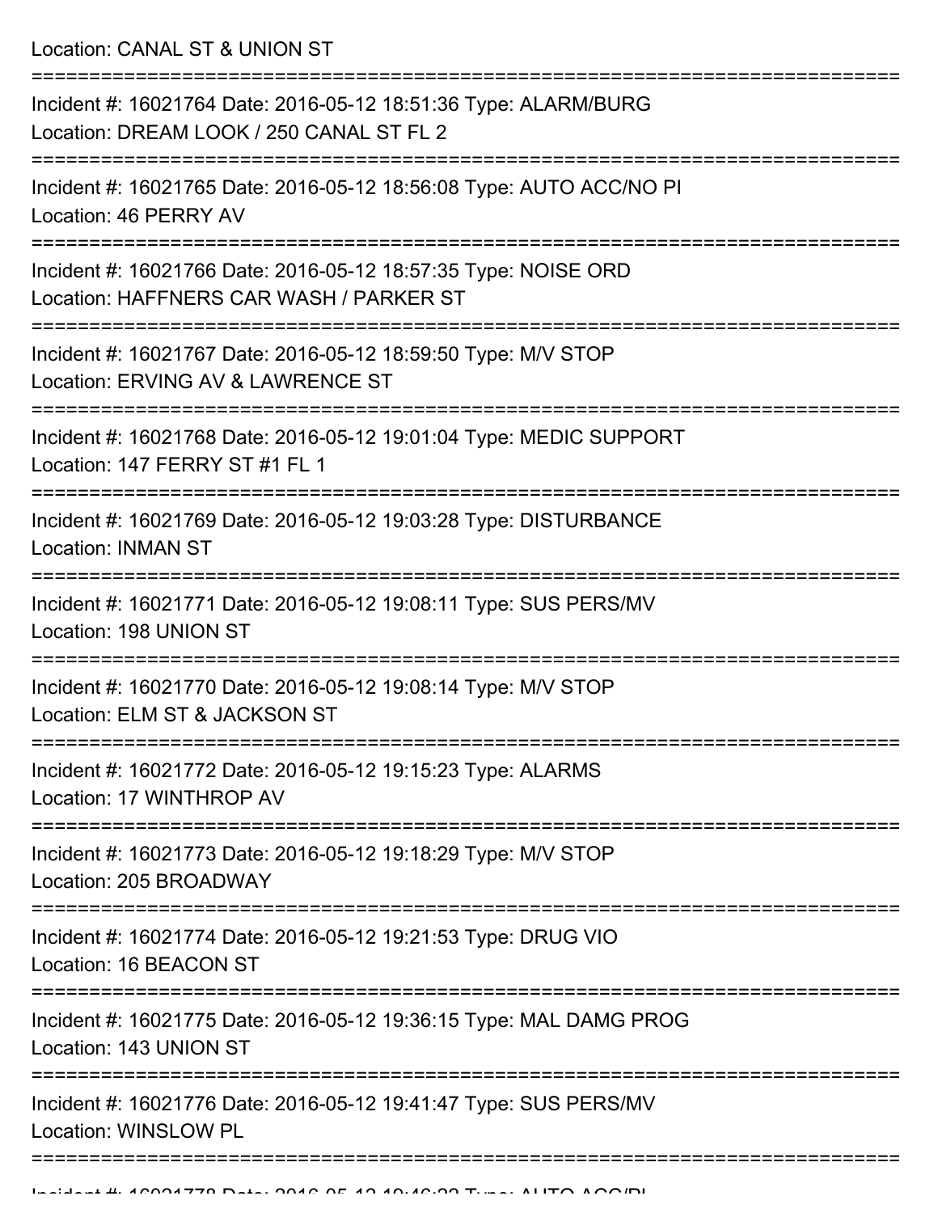Location: CANAL ST & UNION ST

===========================================================================

Incident #: 16021764 Date: 2016-05-12 18:51:36 Type: ALARM/BURG
Location: DREAM LOOK / 250 CANAL ST FL 2

===========================================================================

Incident #: 16021765 Date: 2016-05-12 18:56:08 Type: AUTO ACC/NO PI
Location: 46 PERRY AV

===========================================================================

Incident #: 16021766 Date: 2016-05-12 18:57:35 Type: NOISE ORD
Location: HAFFNERS CAR WASH / PARKER ST

===========================================================================

Incident #: 16021767 Date: 2016-05-12 18:59:50 Type: M/V STOP
Location: ERVING AV & LAWRENCE ST

===========================================================================

Incident #: 16021768 Date: 2016-05-12 19:01:04 Type: MEDIC SUPPORT
Location: 147 FERRY ST #1 FL 1

===========================================================================

Incident #: 16021769 Date: 2016-05-12 19:03:28 Type: DISTURBANCE
Location: INMAN ST

===========================================================================

Incident #: 16021771 Date: 2016-05-12 19:08:11 Type: SUS PERS/MV
Location: 198 UNION ST

===========================================================================

Incident #: 16021770 Date: 2016-05-12 19:08:14 Type: M/V STOP
Location: ELM ST & JACKSON ST

===========================================================================

Incident #: 16021772 Date: 2016-05-12 19:15:23 Type: ALARMS
Location: 17 WINTHROP AV

===========================================================================

Incident #: 16021773 Date: 2016-05-12 19:18:29 Type: M/V STOP
Location: 205 BROADWAY

===========================================================================

Incident #: 16021774 Date: 2016-05-12 19:21:53 Type: DRUG VIO
Location: 16 BEACON ST

===========================================================================

Incident #: 16021775 Date: 2016-05-12 19:36:15 Type: MAL DAMG PROG
Location: 143 UNION ST

===========================================================================

Incident #: 16021776 Date: 2016-05-12 19:41:47 Type: SUS PERS/MV
Location: WINSLOW PL

===========================================================================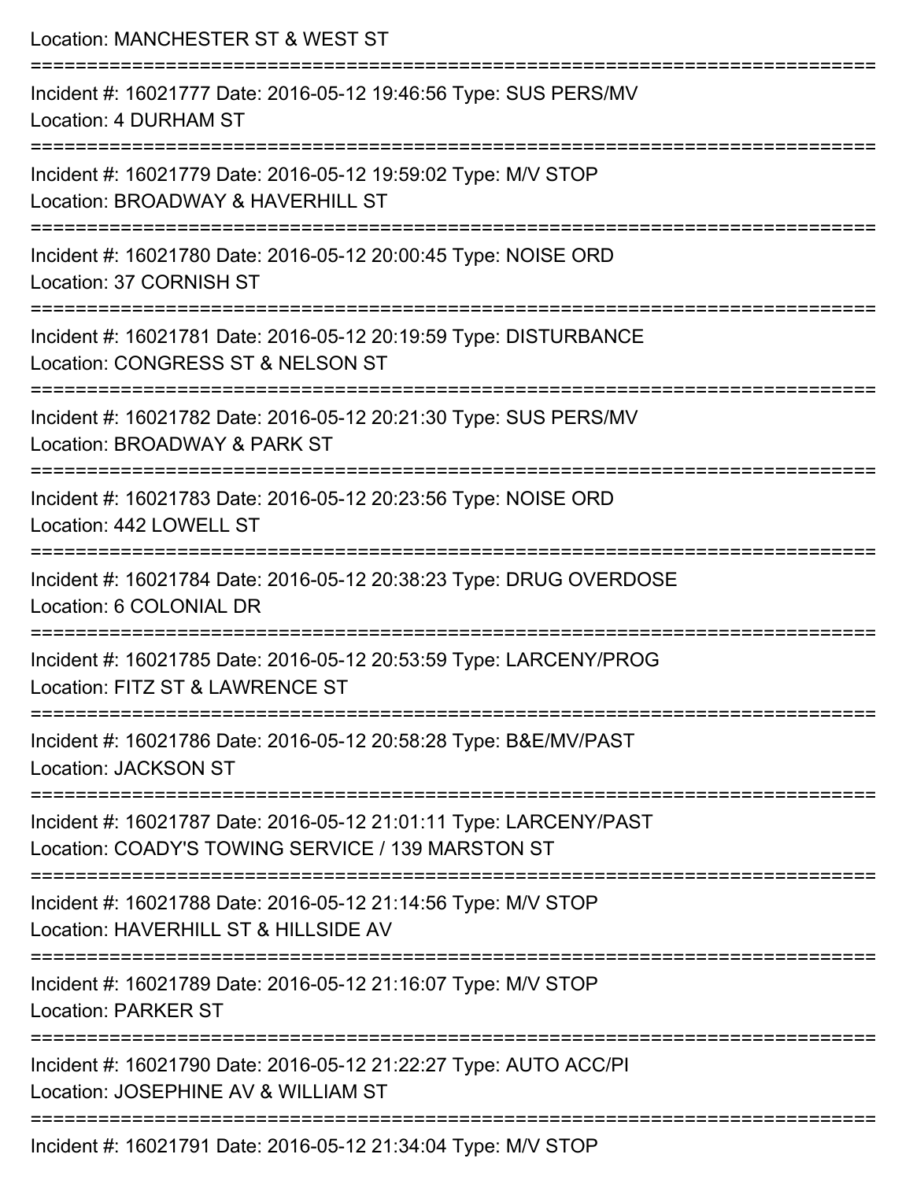Location: MANCHESTER ST & WEST ST

===========================================================================

Incident #: 16021777 Date: 2016-05-12 19:46:56 Type: SUS PERS/MV
Location: 4 DURHAM ST

===========================================================================

Incident #: 16021779 Date: 2016-05-12 19:59:02 Type: M/V STOP
Location: BROADWAY & HAVERHILL ST

===========================================================================

Incident #: 16021780 Date: 2016-05-12 20:00:45 Type: NOISE ORD
Location: 37 CORNISH ST

===========================================================================

Incident #: 16021781 Date: 2016-05-12 20:19:59 Type: DISTURBANCE
Location: CONGRESS ST & NELSON ST

===========================================================================

Incident #: 16021782 Date: 2016-05-12 20:21:30 Type: SUS PERS/MV
Location: BROADWAY & PARK ST

===========================================================================

Incident #: 16021783 Date: 2016-05-12 20:23:56 Type: NOISE ORD
Location: 442 LOWELL ST

===========================================================================

Incident #: 16021784 Date: 2016-05-12 20:38:23 Type: DRUG OVERDOSE
Location: 6 COLONIAL DR

===========================================================================

Incident #: 16021785 Date: 2016-05-12 20:53:59 Type: LARCENY/PROG
Location: FITZ ST & LAWRENCE ST

===========================================================================

Incident #: 16021786 Date: 2016-05-12 20:58:28 Type: B&E/MV/PAST
Location: JACKSON ST

===========================================================================

Incident #: 16021787 Date: 2016-05-12 21:01:11 Type: LARCENY/PAST
Location: COADY'S TOWING SERVICE / 139 MARSTON ST

===========================================================================

Incident #: 16021788 Date: 2016-05-12 21:14:56 Type: M/V STOP
Location: HAVERHILL ST & HILLSIDE AV

===========================================================================

Incident #: 16021789 Date: 2016-05-12 21:16:07 Type: M/V STOP
Location: PARKER ST

===========================================================================

Incident #: 16021790 Date: 2016-05-12 21:22:27 Type: AUTO ACC/PI
Location: JOSEPHINE AV & WILLIAM ST

===========================================================================

Incident #: 16021791 Date: 2016-05-12 21:34:04 Type: M/V STOP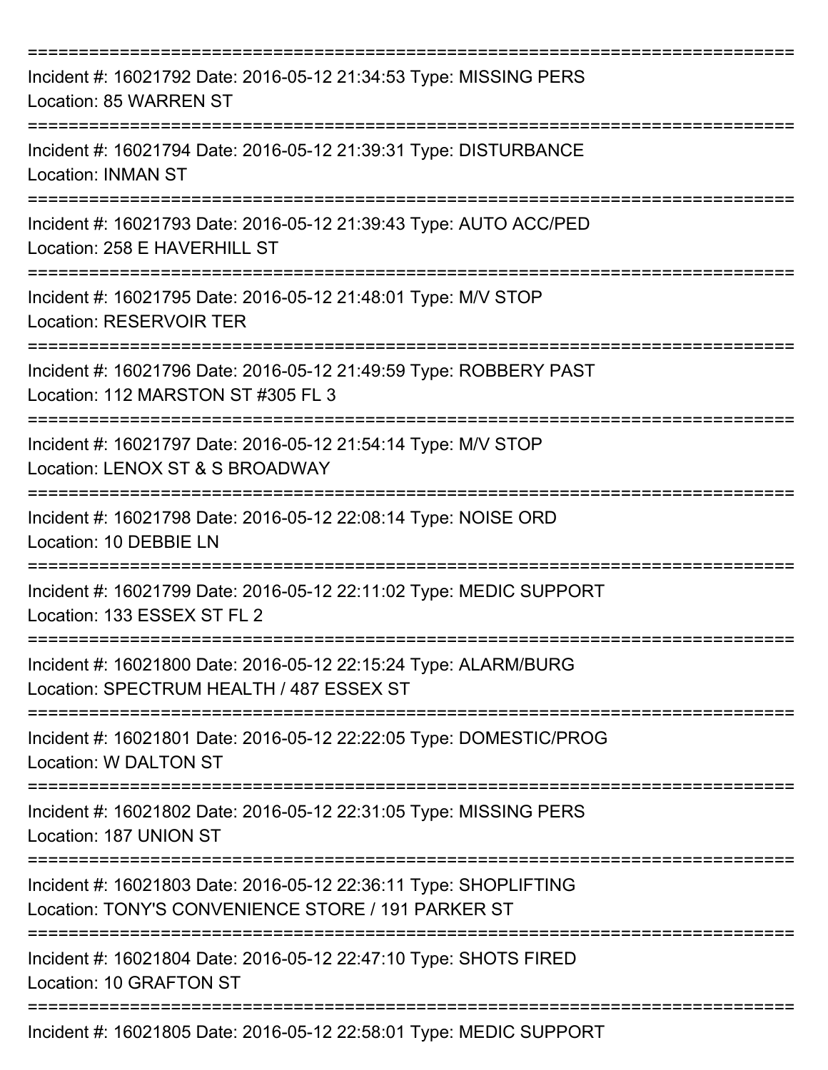===========================================================================

Incident #: 16021792 Date: 2016-05-12 21:34:53 Type: MISSING PERS
Location: 85 WARREN ST

===========================================================================

Incident #: 16021794 Date: 2016-05-12 21:39:31 Type: DISTURBANCE
Location: INMAN ST

===========================================================================

Incident #: 16021793 Date: 2016-05-12 21:39:43 Type: AUTO ACC/PED
Location: 258 E HAVERHILL ST

===========================================================================

Incident #: 16021795 Date: 2016-05-12 21:48:01 Type: M/V STOP
Location: RESERVOIR TER

===========================================================================

Incident #: 16021796 Date: 2016-05-12 21:49:59 Type: ROBBERY PAST
Location: 112 MARSTON ST #305 FL 3

===========================================================================

Incident #: 16021797 Date: 2016-05-12 21:54:14 Type: M/V STOP
Location: LENOX ST & S BROADWAY

===========================================================================

Incident #: 16021798 Date: 2016-05-12 22:08:14 Type: NOISE ORD
Location: 10 DEBBIE LN

===========================================================================

Incident #: 16021799 Date: 2016-05-12 22:11:02 Type: MEDIC SUPPORT
Location: 133 ESSEX ST FL 2

===========================================================================

Incident #: 16021800 Date: 2016-05-12 22:15:24 Type: ALARM/BURG
Location: SPECTRUM HEALTH / 487 ESSEX ST

===========================================================================

Incident #: 16021801 Date: 2016-05-12 22:22:05 Type: DOMESTIC/PROG
Location: W DALTON ST

===========================================================================

Incident #: 16021802 Date: 2016-05-12 22:31:05 Type: MISSING PERS
Location: 187 UNION ST

===========================================================================

Incident #: 16021803 Date: 2016-05-12 22:36:11 Type: SHOPLIFTING
Location: TONY'S CONVENIENCE STORE / 191 PARKER ST

===========================================================================

Incident #: 16021804 Date: 2016-05-12 22:47:10 Type: SHOTS FIRED
Location: 10 GRAFTON ST

===========================================================================

Incident #: 16021805 Date: 2016-05-12 22:58:01 Type: MEDIC SUPPORT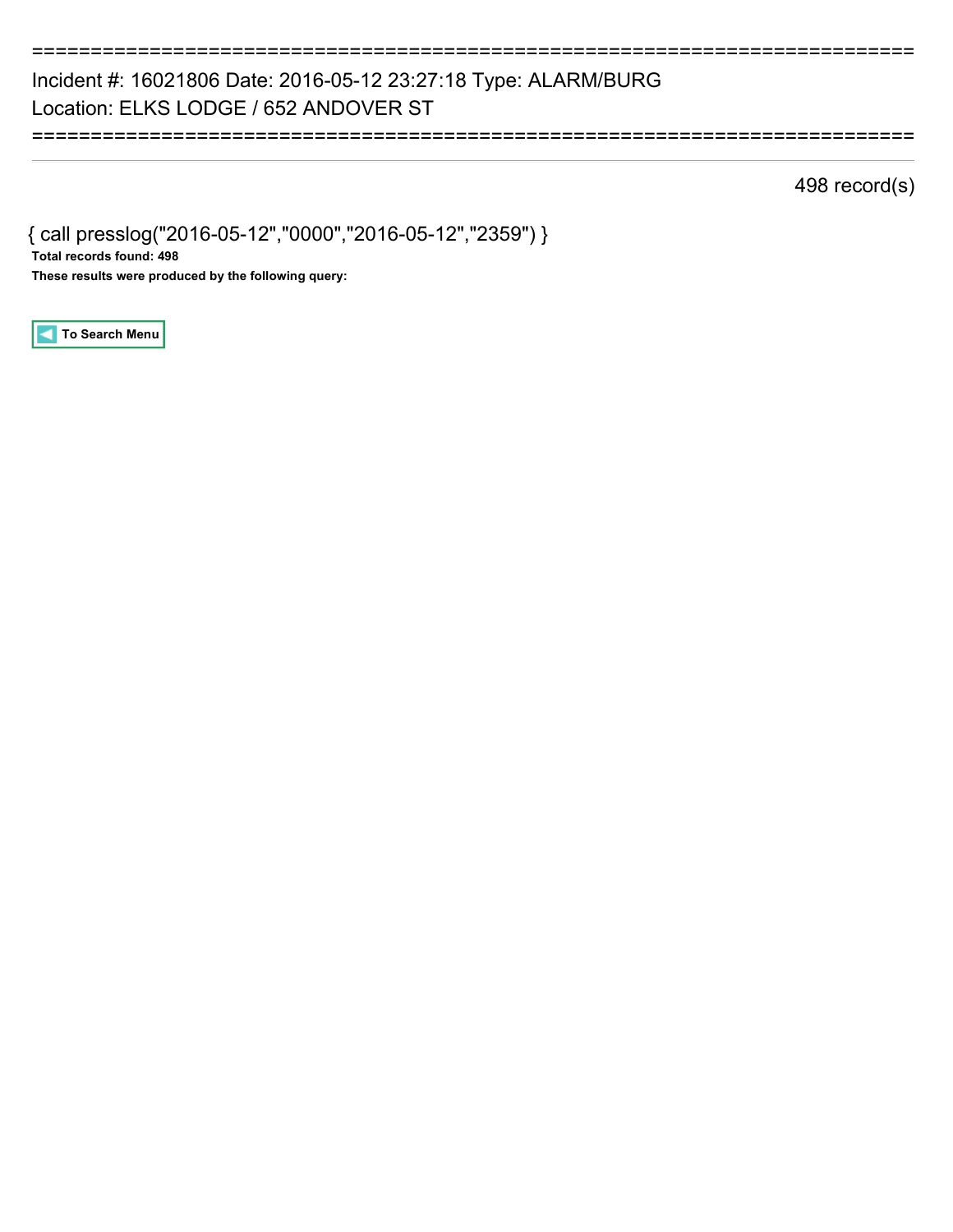===========================================================================

Incident #: 16021806 Date: 2016-05-12 23:27:18 Type: ALARM/BURG
Location: ELKS LODGE / 652 ANDOVER ST

===========================================================================

---

498 record(s)

{ call presslog("2016-05-12","0000","2016-05-12","2359") }

**Total records found: 498**

**These results were produced by the following query:**

**To Search Menu**